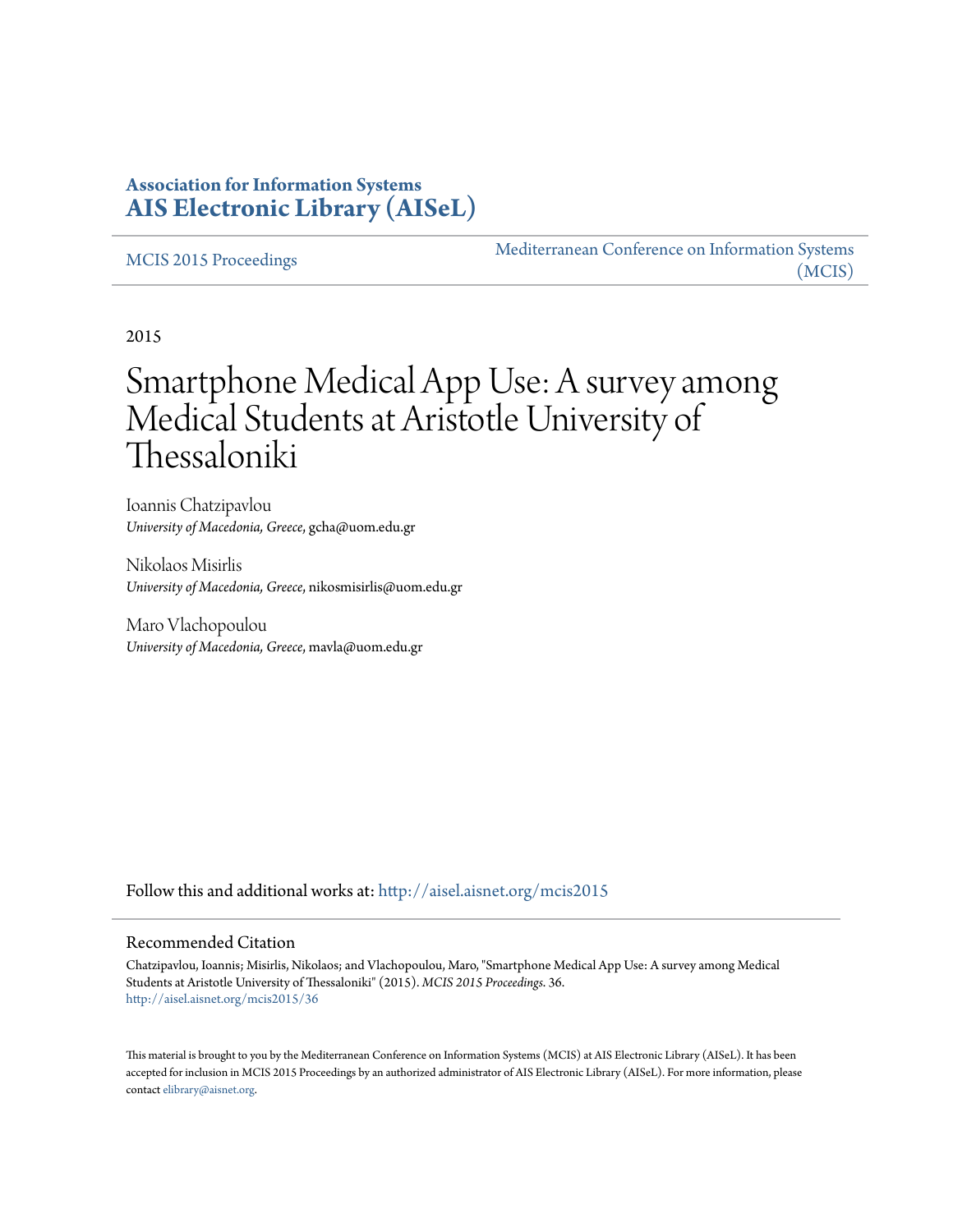**Association for Information Systems**
**AIS Electronic Library (AISeL)**

MCIS 2015 Proceedings

Mediterranean Conference on Information Systems (MCIS)

2015

# Smartphone Medical App Use: A survey among Medical Students at Aristotle University of Thessaloniki

Ioannis Chatzipavlou
*University of Macedonia, Greece*, gcha@uom.edu.gr

Nikolaos Misirlis
*University of Macedonia, Greece*, nikosmisirlis@uom.edu.gr

Maro Vlachopoulou
*University of Macedonia, Greece*, mavla@uom.edu.gr

Follow this and additional works at: http://aisel.aisnet.org/mcis2015

## Recommended Citation

Chatzipavlou, Ioannis; Misirlis, Nikolaos; and Vlachopoulou, Maro, "Smartphone Medical App Use: A survey among Medical Students at Aristotle University of Thessaloniki" (2015). *MCIS 2015 Proceedings*. 36.
http://aisel.aisnet.org/mcis2015/36

This material is brought to you by the Mediterranean Conference on Information Systems (MCIS) at AIS Electronic Library (AISeL). It has been accepted for inclusion in MCIS 2015 Proceedings by an authorized administrator of AIS Electronic Library (AISeL). For more information, please contact elibrary@aisnet.org.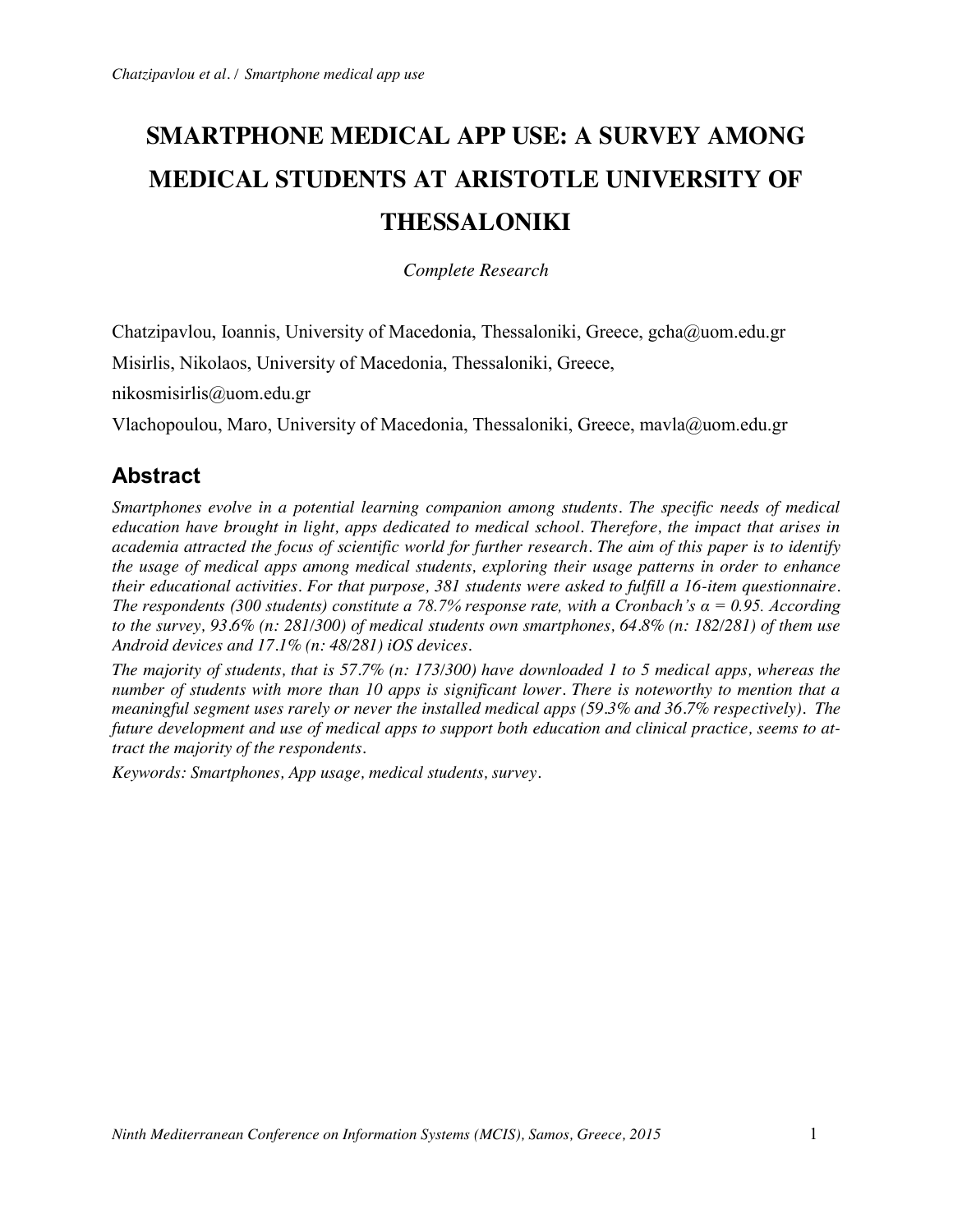# SMARTPHONE MEDICAL APP USE: A SURVEY AMONG MEDICAL STUDENTS AT ARISTOTLE UNIVERSITY OF THESSALONIKI

*Complete Research*

Chatzipavlou, Ioannis, University of Macedonia, Thessaloniki, Greece, gcha@uom.edu.gr

Misirlis, Nikolaos, University of Macedonia, Thessaloniki, Greece, nikosmisirlis@uom.edu.gr

Vlachopoulou, Maro, University of Macedonia, Thessaloniki, Greece, mavla@uom.edu.gr

## Abstract

*Smartphones evolve in a potential learning companion among students. The specific needs of medical education have brought in light, apps dedicated to medical school. Therefore, the impact that arises in academia attracted the focus of scientific world for further research. The aim of this paper is to identify the usage of medical apps among medical students, exploring their usage patterns in order to enhance their educational activities. For that purpose, 381 students were asked to fulfill a 16-item questionnaire. The respondents (300 students) constitute a 78.7% response rate, with a Cronbach's α = 0.95. According to the survey, 93.6% (n: 281/300) of medical students own smartphones, 64.8% (n: 182/281) of them use Android devices and 17.1% (n: 48/281) iOS devices.*

*The majority of students, that is 57.7% (n: 173/300) have downloaded 1 to 5 medical apps, whereas the number of students with more than 10 apps is significant lower. There is noteworthy to mention that a meaningful segment uses rarely or never the installed medical apps (59.3% and 36.7% respectively). The future development and use of medical apps to support both education and clinical practice, seems to attract the majority of the respondents.*

*Keywords: Smartphones, App usage, medical students, survey.*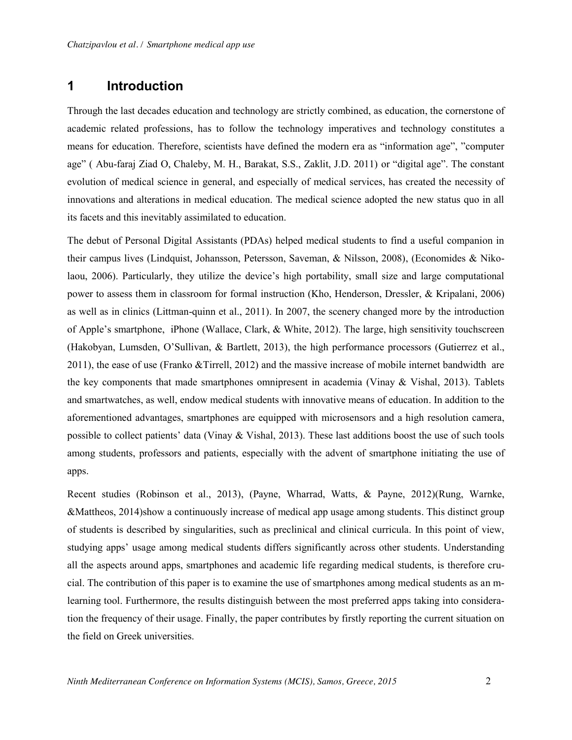# 1 Introduction

Through the last decades education and technology are strictly combined, as education, the cornerstone of academic related professions, has to follow the technology imperatives and technology constitutes a means for education. Therefore, scientists have defined the modern era as "information age", "computer age" ( Abu-faraj Ziad O, Chaleby, M. H., Barakat, S.S., Zaklit, J.D. 2011) or "digital age". The constant evolution of medical science in general, and especially of medical services, has created the necessity of innovations and alterations in medical education. The medical science adopted the new status quo in all its facets and this inevitably assimilated to education.

The debut of Personal Digital Assistants (PDAs) helped medical students to find a useful companion in their campus lives (Lindquist, Johansson, Petersson, Saveman, & Nilsson, 2008), (Economides & Nikolaou, 2006). Particularly, they utilize the device's high portability, small size and large computational power to assess them in classroom for formal instruction (Kho, Henderson, Dressler, & Kripalani, 2006) as well as in clinics (Littman-quinn et al., 2011). In 2007, the scenery changed more by the introduction of Apple's smartphone, iPhone (Wallace, Clark, & White, 2012). The large, high sensitivity touchscreen (Hakobyan, Lumsden, O'Sullivan, & Bartlett, 2013), the high performance processors (Gutierrez et al., 2011), the ease of use (Franko &Tirrell, 2012) and the massive increase of mobile internet bandwidth are the key components that made smartphones omnipresent in academia (Vinay & Vishal, 2013). Tablets and smartwatches, as well, endow medical students with innovative means of education. In addition to the aforementioned advantages, smartphones are equipped with microsensors and a high resolution camera, possible to collect patients' data (Vinay & Vishal, 2013). These last additions boost the use of such tools among students, professors and patients, especially with the advent of smartphone initiating the use of apps.

Recent studies (Robinson et al., 2013), (Payne, Wharrad, Watts, & Payne, 2012)(Rung, Warnke, &Mattheos, 2014)show a continuously increase of medical app usage among students. This distinct group of students is described by singularities, such as preclinical and clinical curricula. In this point of view, studying apps' usage among medical students differs significantly across other students. Understanding all the aspects around apps, smartphones and academic life regarding medical students, is therefore crucial. The contribution of this paper is to examine the use of smartphones among medical students as an m-learning tool. Furthermore, the results distinguish between the most preferred apps taking into consideration the frequency of their usage. Finally, the paper contributes by firstly reporting the current situation on the field on Greek universities.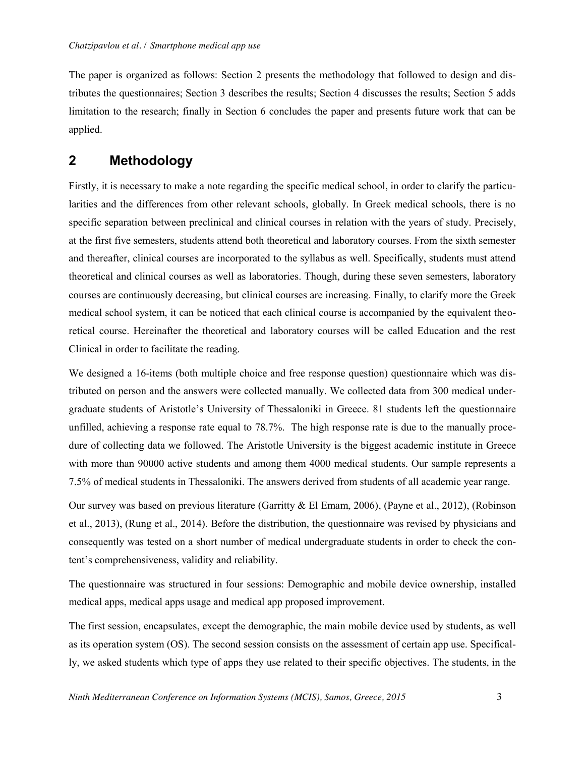The paper is organized as follows: Section 2 presents the methodology that followed to design and distributes the questionnaires; Section 3 describes the results; Section 4 discusses the results; Section 5 adds limitation to the research; finally in Section 6 concludes the paper and presents future work that can be applied.

## 2 Methodology

Firstly, it is necessary to make a note regarding the specific medical school, in order to clarify the particularities and the differences from other relevant schools, globally. In Greek medical schools, there is no specific separation between preclinical and clinical courses in relation with the years of study. Precisely, at the first five semesters, students attend both theoretical and laboratory courses. From the sixth semester and thereafter, clinical courses are incorporated to the syllabus as well. Specifically, students must attend theoretical and clinical courses as well as laboratories. Though, during these seven semesters, laboratory courses are continuously decreasing, but clinical courses are increasing. Finally, to clarify more the Greek medical school system, it can be noticed that each clinical course is accompanied by the equivalent theoretical course. Hereinafter the theoretical and laboratory courses will be called Education and the rest Clinical in order to facilitate the reading.

We designed a 16-items (both multiple choice and free response question) questionnaire which was distributed on person and the answers were collected manually. We collected data from 300 medical undergraduate students of Aristotle's University of Thessaloniki in Greece. 81 students left the questionnaire unfilled, achieving a response rate equal to 78.7%. The high response rate is due to the manually procedure of collecting data we followed. The Aristotle University is the biggest academic institute in Greece with more than 90000 active students and among them 4000 medical students. Our sample represents a 7.5% of medical students in Thessaloniki. The answers derived from students of all academic year range.

Our survey was based on previous literature (Garritty & El Emam, 2006), (Payne et al., 2012), (Robinson et al., 2013), (Rung et al., 2014). Before the distribution, the questionnaire was revised by physicians and consequently was tested on a short number of medical undergraduate students in order to check the content's comprehensiveness, validity and reliability.

The questionnaire was structured in four sessions: Demographic and mobile device ownership, installed medical apps, medical apps usage and medical app proposed improvement.

The first session, encapsulates, except the demographic, the main mobile device used by students, as well as its operation system (OS). The second session consists on the assessment of certain app use. Specifically, we asked students which type of apps they use related to their specific objectives. The students, in the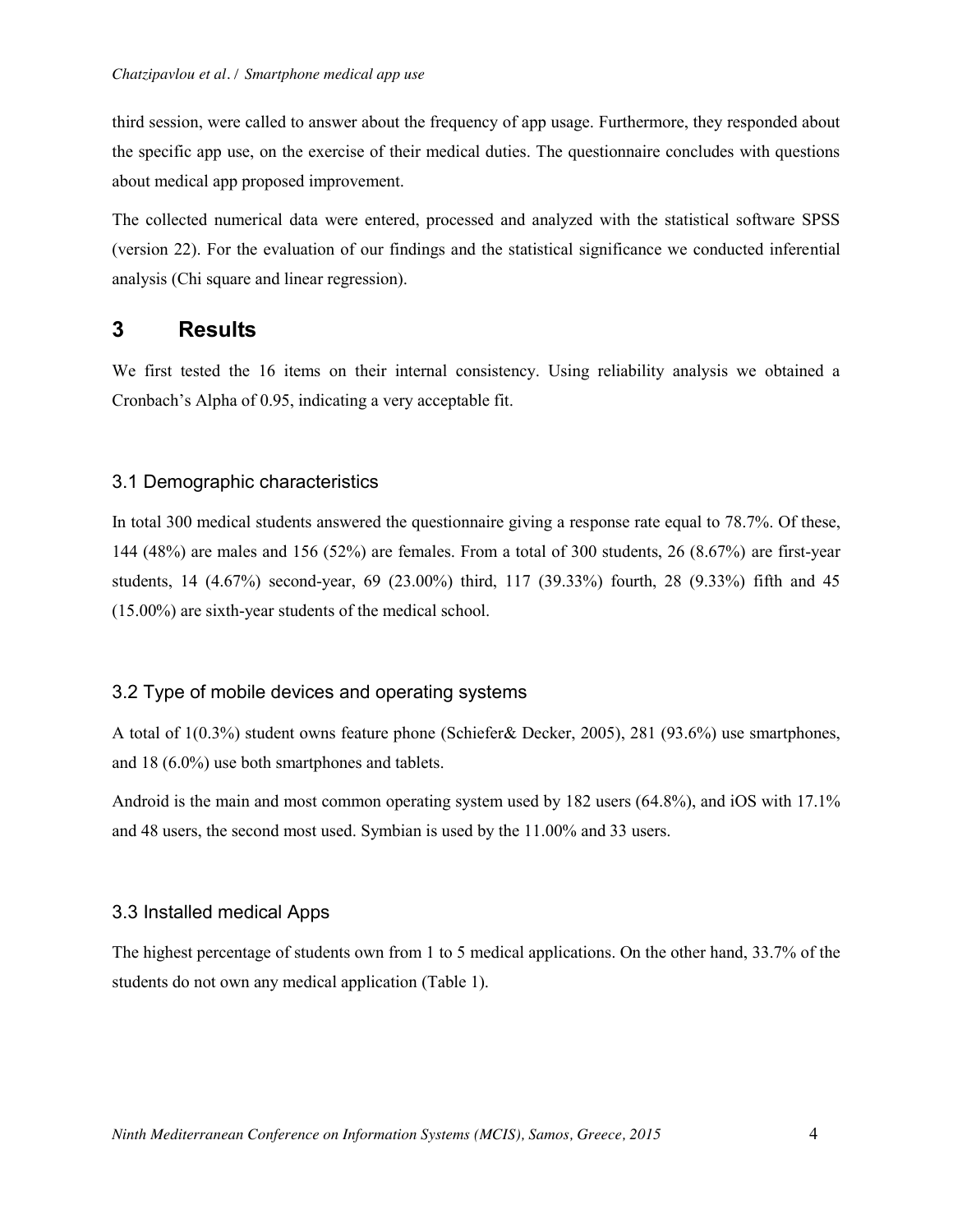third session, were called to answer about the frequency of app usage. Furthermore, they responded about the specific app use, on the exercise of their medical duties. The questionnaire concludes with questions about medical app proposed improvement.

The collected numerical data were entered, processed and analyzed with the statistical software SPSS (version 22). For the evaluation of our findings and the statistical significance we conducted inferential analysis (Chi square and linear regression).

# 3 Results

We first tested the 16 items on their internal consistency. Using reliability analysis we obtained a Cronbach's Alpha of 0.95, indicating a very acceptable fit.

## 3.1 Demographic characteristics

In total 300 medical students answered the questionnaire giving a response rate equal to 78.7%. Of these, 144 (48%) are males and 156 (52%) are females. From a total of 300 students, 26 (8.67%) are first-year students, 14 (4.67%) second-year, 69 (23.00%) third, 117 (39.33%) fourth, 28 (9.33%) fifth and 45 (15.00%) are sixth-year students of the medical school.

## 3.2 Type of mobile devices and operating systems

A total of 1(0.3%) student owns feature phone (Schiefer& Decker, 2005), 281 (93.6%) use smartphones, and 18 (6.0%) use both smartphones and tablets.

Android is the main and most common operating system used by 182 users (64.8%), and iOS with 17.1% and 48 users, the second most used. Symbian is used by the 11.00% and 33 users.

## 3.3 Installed medical Apps

The highest percentage of students own from 1 to 5 medical applications. On the other hand, 33.7% of the students do not own any medical application (Table 1).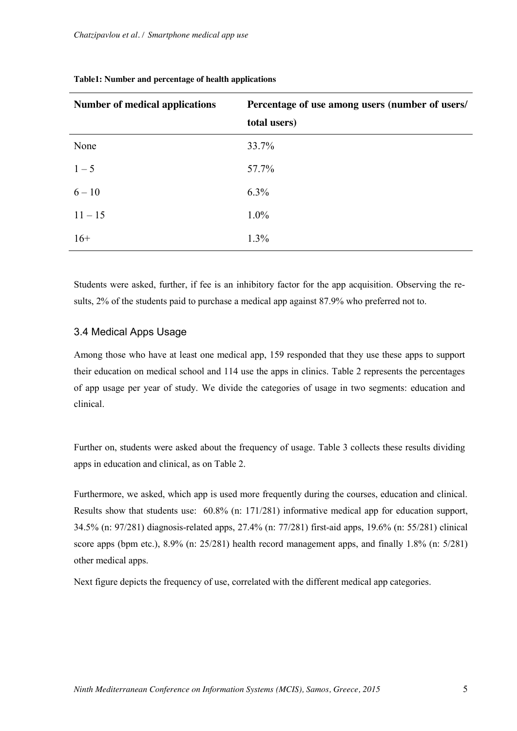**Table1: Number and percentage of health applications**

| Number of medical applications | Percentage of use among users (number of users/ total users) |
| --- | --- |
| None | 33.7% |
| 1 – 5 | 57.7% |
| 6 – 10 | 6.3% |
| 11 – 15 | 1.0% |
| 16+ | 1.3% |

Students were asked, further, if fee is an inhibitory factor for the app acquisition. Observing the results, 2% of the students paid to purchase a medical app against 87.9% who preferred not to.

### 3.4 Medical Apps Usage

Among those who have at least one medical app, 159 responded that they use these apps to support their education on medical school and 114 use the apps in clinics. Table 2 represents the percentages of app usage per year of study. We divide the categories of usage in two segments: education and clinical.

Further on, students were asked about the frequency of usage. Table 3 collects these results dividing apps in education and clinical, as on Table 2.

Furthermore, we asked, which app is used more frequently during the courses, education and clinical. Results show that students use: 60.8% (n: 171/281) informative medical app for education support, 34.5% (n: 97/281) diagnosis-related apps, 27.4% (n: 77/281) first-aid apps, 19.6% (n: 55/281) clinical score apps (bpm etc.), 8.9% (n: 25/281) health record management apps, and finally 1.8% (n: 5/281) other medical apps.

Next figure depicts the frequency of use, correlated with the different medical app categories.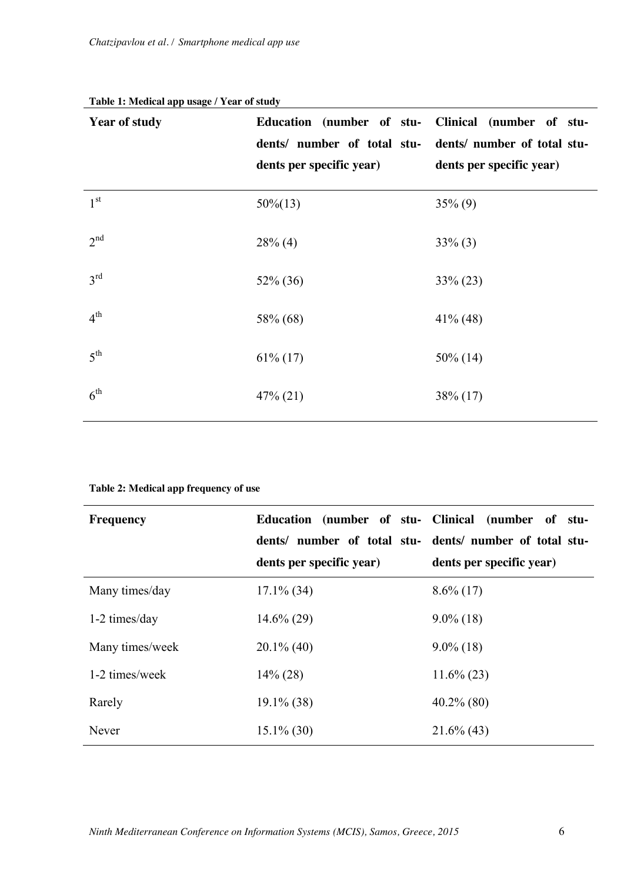**Table 1: Medical app usage / Year of study**

| Year of study | Education (number of students/ number of total students per specific year) | Clinical (number of students/ number of total students per specific year) |
|---|---|---|
| 1st | 50%(13) | 35% (9) |
| 2nd | 28% (4) | 33% (3) |
| 3rd | 52% (36) | 33% (23) |
| 4th | 58% (68) | 41% (48) |
| 5th | 61% (17) | 50% (14) |
| 6th | 47% (21) | 38% (17) |

**Table 2: Medical app frequency of use**

| Frequency | Education (number of students/ number of total students per specific year) | Clinical (number of students/ number of total students per specific year) |
|---|---|---|
| Many times/day | 17.1% (34) | 8.6% (17) |
| 1-2 times/day | 14.6% (29) | 9.0% (18) |
| Many times/week | 20.1% (40) | 9.0% (18) |
| 1-2 times/week | 14% (28) | 11.6% (23) |
| Rarely | 19.1% (38) | 40.2% (80) |
| Never | 15.1% (30) | 21.6% (43) |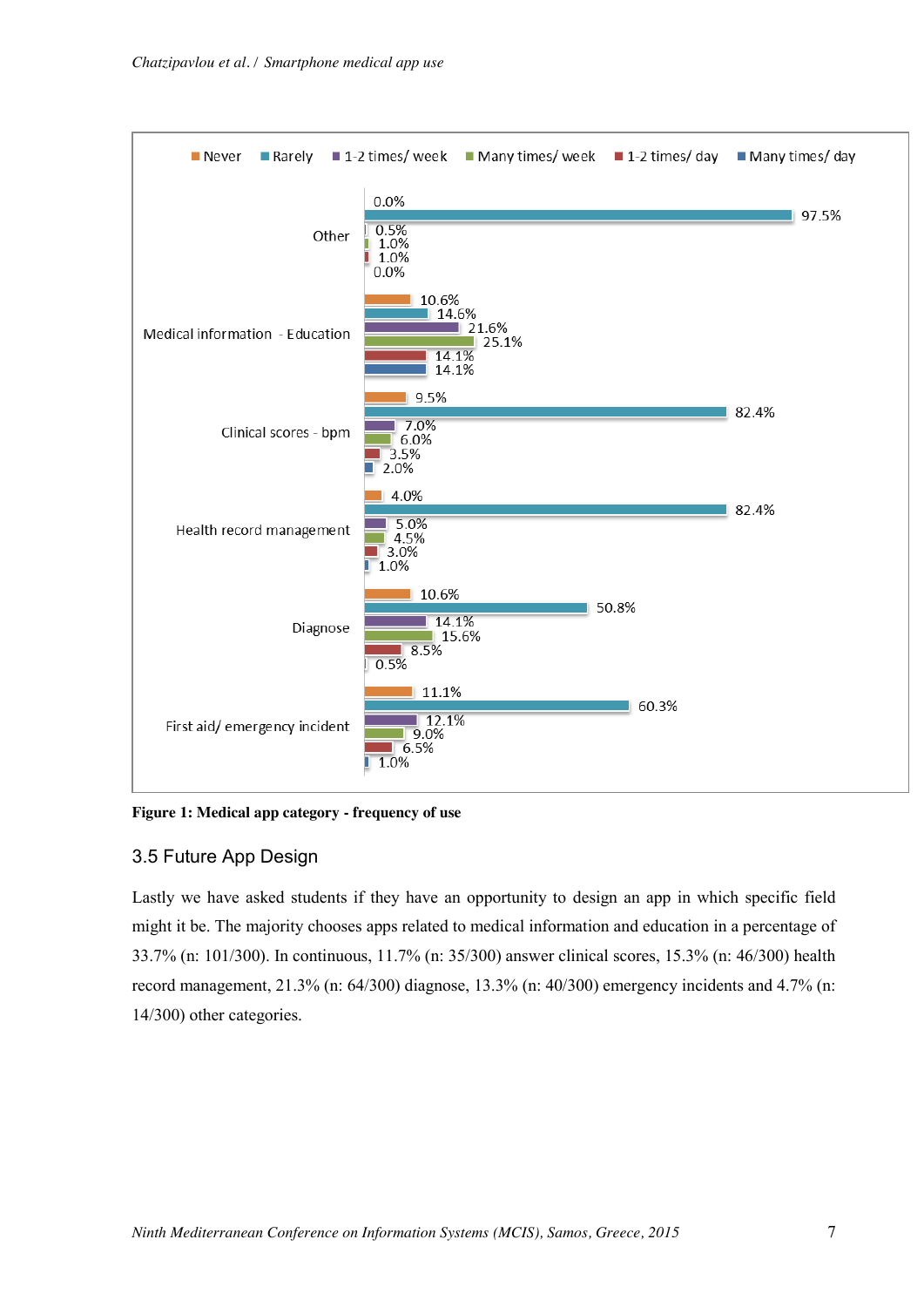| | Never | Rarely | 1-2 times/ week | Many times/ week | 1-2 times/ day | Many times/ day |
|---|---|---|---|---|---|---|
| Other | 0.0% | 97.5% | 0.5% | 1.0% | 1.0% | 0.0% |
| Medical information - Education | 10.6% | 14.6% | 21.6% | 25.1% | 14.1% | 14.1% |
| Clinical scores - bpm | 9.5% | 82.4% | 7.0% | 6.0% | 3.5% | 2.0% |
| Health record management | 4.0% | 82.4% | 5.0% | 4.5% | 3.0% | 1.0% |
| Diagnose | 10.6% | 50.8% | 14.1% | 15.6% | 8.5% | 0.5% |
| First aid/ emergency incident | 11.1% | 60.3% | 12.1% | 9.0% | 6.5% | 1.0% |

**Figure 1: Medical app category - frequency of use**

### 3.5 Future App Design

Lastly we have asked students if they have an opportunity to design an app in which specific field might it be. The majority chooses apps related to medical information and education in a percentage of 33.7% (n: 101/300). In continuous, 11.7% (n: 35/300) answer clinical scores, 15.3% (n: 46/300) health record management, 21.3% (n: 64/300) diagnose, 13.3% (n: 40/300) emergency incidents and 4.7% (n: 14/300) other categories.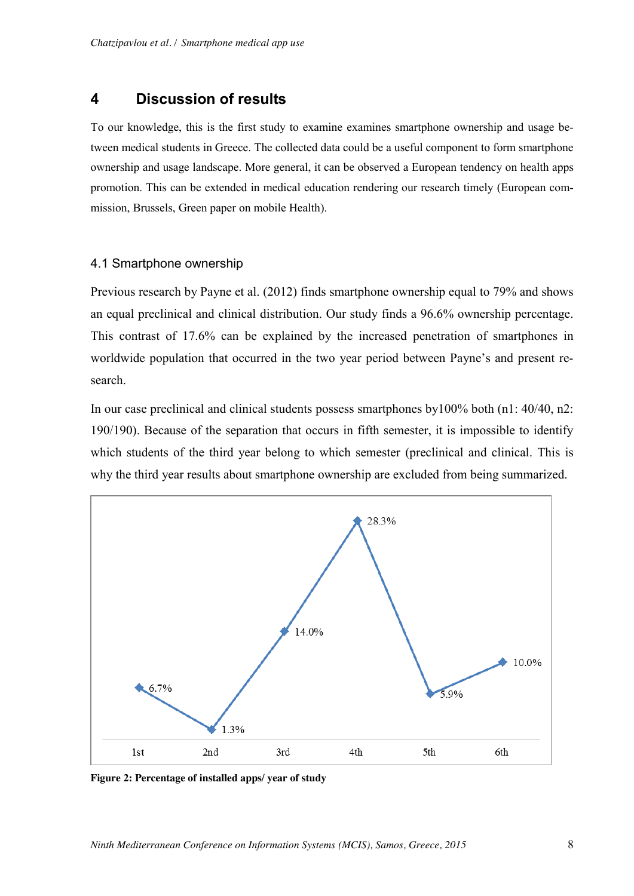## 4 Discussion of results

To our knowledge, this is the first study to examine examines smartphone ownership and usage between medical students in Greece. The collected data could be a useful component to form smartphone ownership and usage landscape. More general, it can be observed a European tendency on health apps promotion. This can be extended in medical education rendering our research timely (European commission, Brussels, Green paper on mobile Health).

### 4.1 Smartphone ownership

Previous research by Payne et al. (2012) finds smartphone ownership equal to 79% and shows an equal preclinical and clinical distribution. Our study finds a 96.6% ownership percentage. This contrast of 17.6% can be explained by the increased penetration of smartphones in worldwide population that occurred in the two year period between Payne's and present research.

In our case preclinical and clinical students possess smartphones by100% both (n1: 40/40, n2: 190/190). Because of the separation that occurs in fifth semester, it is impossible to identify which students of the third year belong to which semester (preclinical and clinical. This is why the third year results about smartphone ownership are excluded from being summarized.

**Figure 2: Percentage of installed apps/ year of study**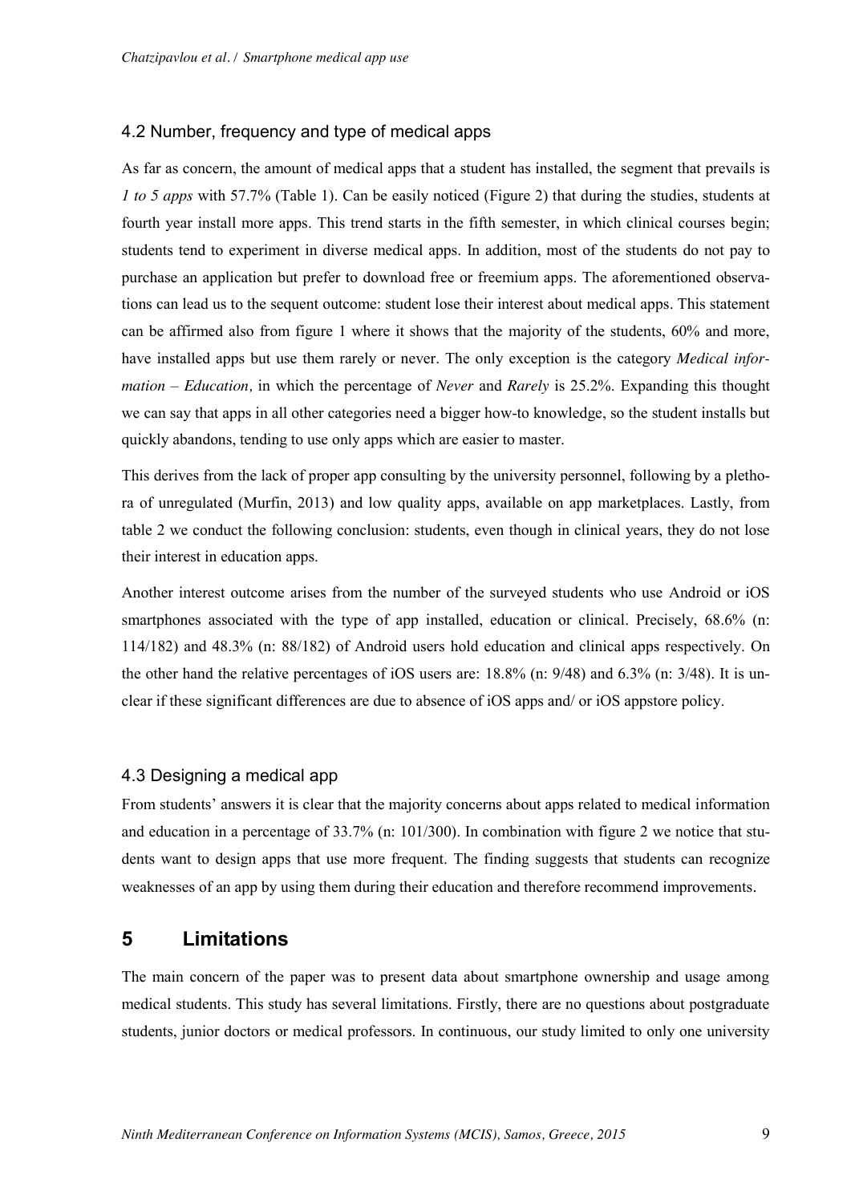### 4.2 Number, frequency and type of medical apps

As far as concern, the amount of medical apps that a student has installed, the segment that prevails is *1 to 5 apps* with 57.7% (Table 1). Can be easily noticed (Figure 2) that during the studies, students at fourth year install more apps. This trend starts in the fifth semester, in which clinical courses begin; students tend to experiment in diverse medical apps. In addition, most of the students do not pay to purchase an application but prefer to download free or freemium apps. The aforementioned observations can lead us to the sequent outcome: student lose their interest about medical apps. This statement can be affirmed also from figure 1 where it shows that the majority of the students, 60% and more, have installed apps but use them rarely or never. The only exception is the category *Medical information – Education,* in which the percentage of *Never* and *Rarely* is 25.2%. Expanding this thought we can say that apps in all other categories need a bigger how-to knowledge, so the student installs but quickly abandons, tending to use only apps which are easier to master.

This derives from the lack of proper app consulting by the university personnel, following by a plethora of unregulated (Murfin, 2013) and low quality apps, available on app marketplaces. Lastly, from table 2 we conduct the following conclusion: students, even though in clinical years, they do not lose their interest in education apps.

Another interest outcome arises from the number of the surveyed students who use Android or iOS smartphones associated with the type of app installed, education or clinical. Precisely, 68.6% (n: 114/182) and 48.3% (n: 88/182) of Android users hold education and clinical apps respectively. On the other hand the relative percentages of iOS users are: 18.8% (n: 9/48) and 6.3% (n: 3/48). It is unclear if these significant differences are due to absence of iOS apps and/ or iOS appstore policy.

### 4.3 Designing a medical app

From students' answers it is clear that the majority concerns about apps related to medical information and education in a percentage of 33.7% (n: 101/300). In combination with figure 2 we notice that students want to design apps that use more frequent. The finding suggests that students can recognize weaknesses of an app by using them during their education and therefore recommend improvements.

## 5 Limitations

The main concern of the paper was to present data about smartphone ownership and usage among medical students. This study has several limitations. Firstly, there are no questions about postgraduate students, junior doctors or medical professors. In continuous, our study limited to only one university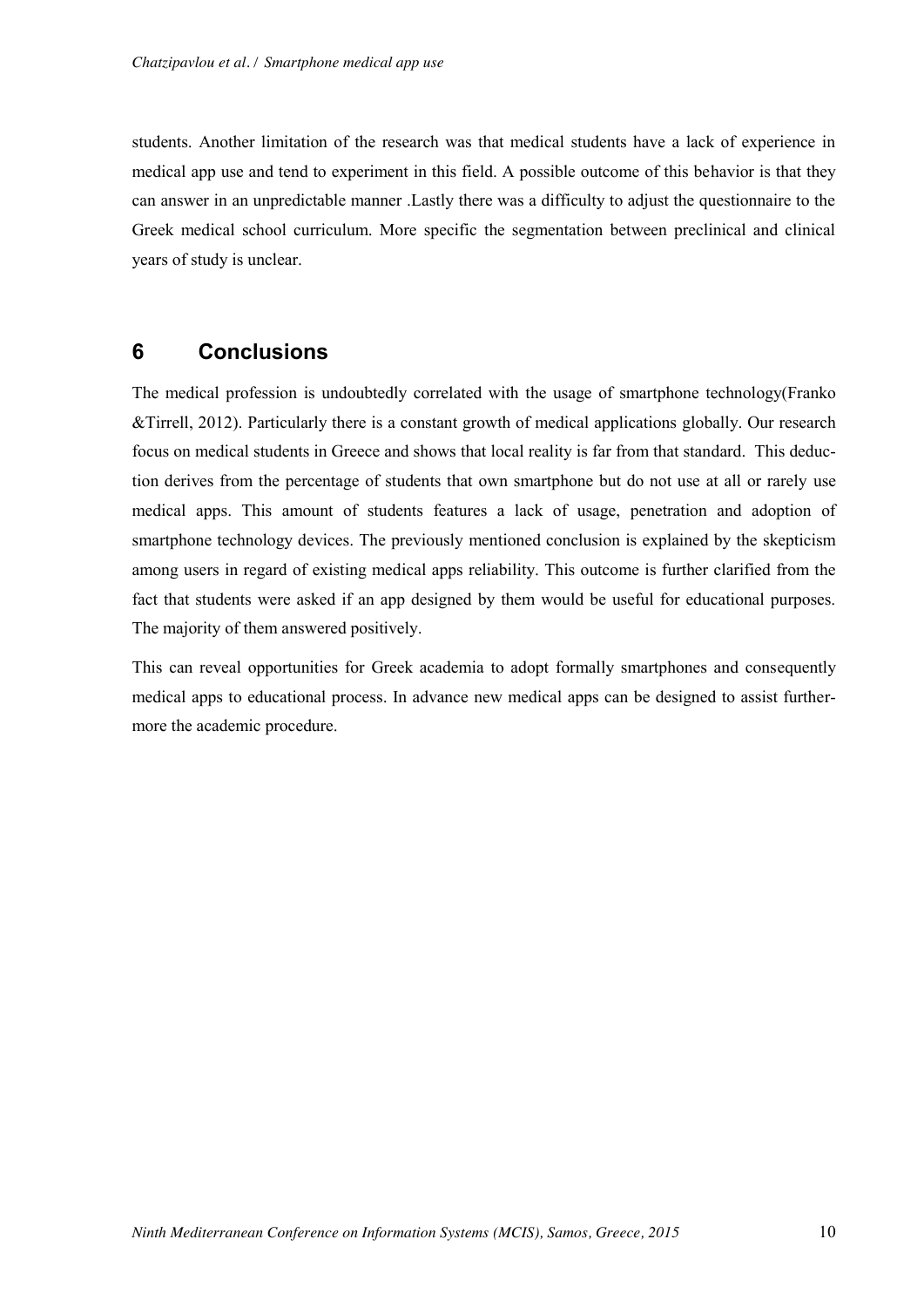students. Another limitation of the research was that medical students have a lack of experience in medical app use and tend to experiment in this field. A possible outcome of this behavior is that they can answer in an unpredictable manner .Lastly there was a difficulty to adjust the questionnaire to the Greek medical school curriculum. More specific the segmentation between preclinical and clinical years of study is unclear.

## 6 Conclusions

The medical profession is undoubtedly correlated with the usage of smartphone technology(Franko &Tirrell, 2012). Particularly there is a constant growth of medical applications globally. Our research focus on medical students in Greece and shows that local reality is far from that standard. This deduction derives from the percentage of students that own smartphone but do not use at all or rarely use medical apps. This amount of students features a lack of usage, penetration and adoption of smartphone technology devices. The previously mentioned conclusion is explained by the skepticism among users in regard of existing medical apps reliability. This outcome is further clarified from the fact that students were asked if an app designed by them would be useful for educational purposes. The majority of them answered positively.

This can reveal opportunities for Greek academia to adopt formally smartphones and consequently medical apps to educational process. In advance new medical apps can be designed to assist furthermore the academic procedure.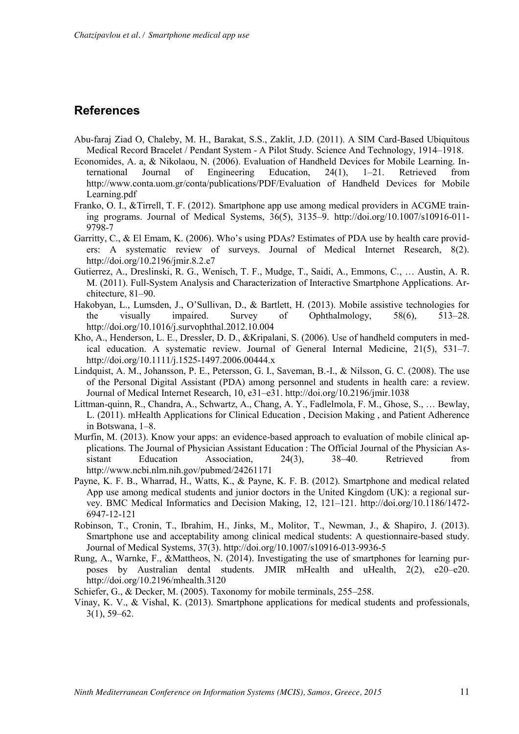## References

Abu-faraj Ziad O, Chaleby, M. H., Barakat, S.S., Zaklit, J.D. (2011). A SIM Card-Based Ubiquitous Medical Record Bracelet / Pendant System - A Pilot Study. Science And Technology, 1914–1918.

Economides, A. a, & Nikolaou, N. (2006). Evaluation of Handheld Devices for Mobile Learning. International Journal of Engineering Education, 24(1), 1–21. Retrieved from http://www.conta.uom.gr/conta/publications/PDF/Evaluation of Handheld Devices for Mobile Learning.pdf

Franko, O. I., &Tirrell, T. F. (2012). Smartphone app use among medical providers in ACGME training programs. Journal of Medical Systems, 36(5), 3135–9. http://doi.org/10.1007/s10916-011-9798-7

Garritty, C., & El Emam, K. (2006). Who's using PDAs? Estimates of PDA use by health care providers: A systematic review of surveys. Journal of Medical Internet Research, 8(2). http://doi.org/10.2196/jmir.8.2.e7

Gutierrez, A., Dreslinski, R. G., Wenisch, T. F., Mudge, T., Saidi, A., Emmons, C., … Austin, A. R. M. (2011). Full-System Analysis and Characterization of Interactive Smartphone Applications. Architecture, 81–90.

Hakobyan, L., Lumsden, J., O'Sullivan, D., & Bartlett, H. (2013). Mobile assistive technologies for the visually impaired. Survey of Ophthalmology, 58(6), 513–28. http://doi.org/10.1016/j.survophthal.2012.10.004

Kho, A., Henderson, L. E., Dressler, D. D., &Kripalani, S. (2006). Use of handheld computers in medical education. A systematic review. Journal of General Internal Medicine, 21(5), 531–7. http://doi.org/10.1111/j.1525-1497.2006.00444.x

Lindquist, A. M., Johansson, P. E., Petersson, G. I., Saveman, B.-I., & Nilsson, G. C. (2008). The use of the Personal Digital Assistant (PDA) among personnel and students in health care: a review. Journal of Medical Internet Research, 10, e31–e31. http://doi.org/10.2196/jmir.1038

Littman-quinn, R., Chandra, A., Schwartz, A., Chang, A. Y., Fadlelmola, F. M., Ghose, S., … Bewlay, L. (2011). mHealth Applications for Clinical Education , Decision Making , and Patient Adherence in Botswana, 1–8.

Murfin, M. (2013). Know your apps: an evidence-based approach to evaluation of mobile clinical applications. The Journal of Physician Assistant Education : The Official Journal of the Physician Assistant Education Association, 24(3), 38–40. Retrieved from http://www.ncbi.nlm.nih.gov/pubmed/24261171

Payne, K. F. B., Wharrad, H., Watts, K., & Payne, K. F. B. (2012). Smartphone and medical related App use among medical students and junior doctors in the United Kingdom (UK): a regional survey. BMC Medical Informatics and Decision Making, 12, 121–121. http://doi.org/10.1186/1472-6947-12-121

Robinson, T., Cronin, T., Ibrahim, H., Jinks, M., Molitor, T., Newman, J., & Shapiro, J. (2013). Smartphone use and acceptability among clinical medical students: A questionnaire-based study. Journal of Medical Systems, 37(3). http://doi.org/10.1007/s10916-013-9936-5

Rung, A., Warnke, F., &Mattheos, N. (2014). Investigating the use of smartphones for learning purposes by Australian dental students. JMIR mHealth and uHealth, 2(2), e20–e20. http://doi.org/10.2196/mhealth.3120

Schiefer, G., & Decker, M. (2005). Taxonomy for mobile terminals, 255–258.

Vinay, K. V., & Vishal, K. (2013). Smartphone applications for medical students and professionals, 3(1), 59–62.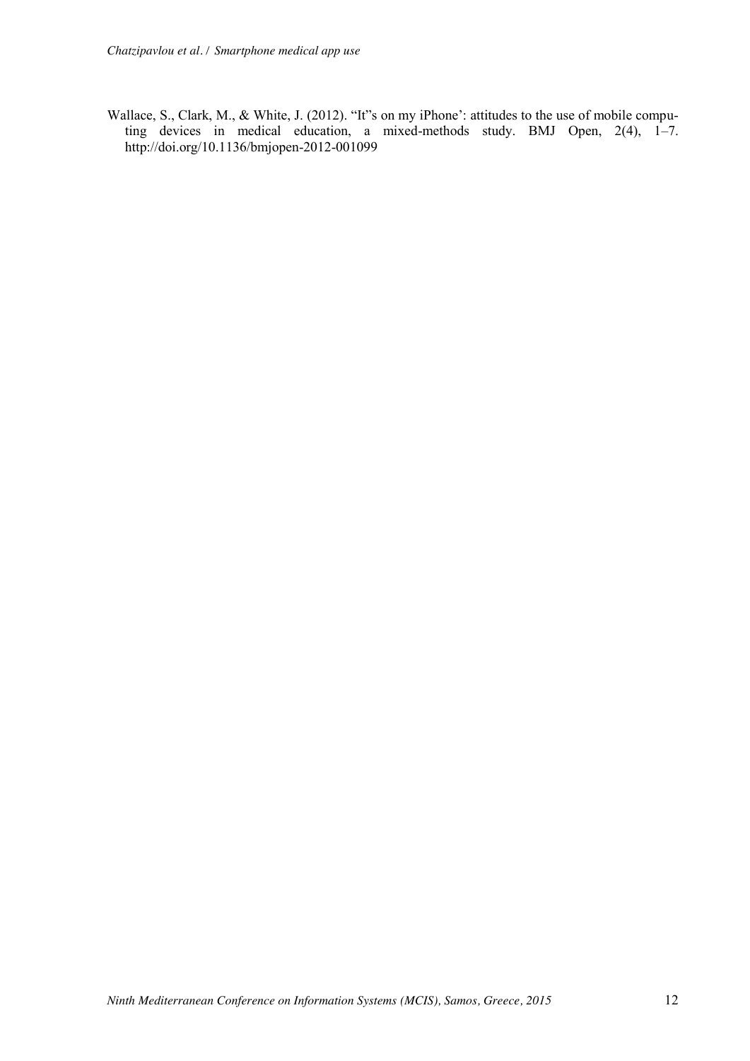Wallace, S., Clark, M., & White, J. (2012). "It"s on my iPhone': attitudes to the use of mobile computing devices in medical education, a mixed-methods study. BMJ Open, 2(4), 1–7. http://doi.org/10.1136/bmjopen-2012-001099